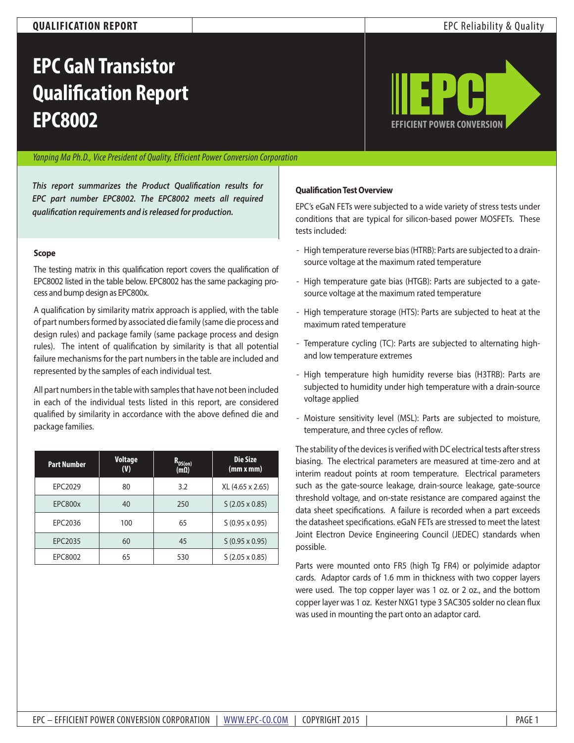# EPC GaN Transistor Qualification Report EPC8002

*Yanping Ma Ph.D., Vice President of Quality, Efficient Power Conversion Corporation*

***This report summarizes the Product Qualification results for EPC part number EPC8002. The EPC8002 meets all required qualification requirements and is released for production.***

### Scope

The testing matrix in this qualification report covers the qualification of EPC8002 listed in the table below. EPC8002 has the same packaging process and bump design as EPC800x.

A qualification by similarity matrix approach is applied, with the table of part numbers formed by associated die family (same die process and design rules) and package family (same package process and design rules). The intent of qualification by similarity is that all potential failure mechanisms for the part numbers in the table are included and represented by the samples of each individual test.

All part numbers in the table with samples that have not been included in each of the individual tests listed in this report, are considered qualified by similarity in accordance with the above defined die and package families.

| Part Number | Voltage (V) | $R_{DS(on)}$ (mΩ) | Die Size (mm x mm) |
|---|---|---|---|
| EPC2029 | 80 | 3.2 | XL (4.65 x 2.65) |
| EPC800x | 40 | 250 | S (2.05 x 0.85) |
| EPC2036 | 100 | 65 | S (0.95 x 0.95) |
| EPC2035 | 60 | 45 | S (0.95 x 0.95) |
| EPC8002 | 65 | 530 | S (2.05 x 0.85) |

### Qualification Test Overview

EPC's eGaN FETs were subjected to a wide variety of stress tests under conditions that are typical for silicon-based power MOSFETs. These tests included:

- High temperature reverse bias (HTRB): Parts are subjected to a drain-source voltage at the maximum rated temperature
- High temperature gate bias (HTGB): Parts are subjected to a gate-source voltage at the maximum rated temperature
- High temperature storage (HTS): Parts are subjected to heat at the maximum rated temperature
- Temperature cycling (TC): Parts are subjected to alternating high- and low temperature extremes
- High temperature high humidity reverse bias (H3TRB): Parts are subjected to humidity under high temperature with a drain-source voltage applied
- Moisture sensitivity level (MSL): Parts are subjected to moisture, temperature, and three cycles of reflow.

The stability of the devices is verified with DC electrical tests after stress biasing. The electrical parameters are measured at time-zero and at interim readout points at room temperature. Electrical parameters such as the gate-source leakage, drain-source leakage, gate-source threshold voltage, and on-state resistance are compared against the data sheet specifications. A failure is recorded when a part exceeds the datasheet specifications. eGaN FETs are stressed to meet the latest Joint Electron Device Engineering Council (JEDEC) standards when possible.

Parts were mounted onto FR5 (high Tg FR4) or polyimide adaptor cards. Adaptor cards of 1.6 mm in thickness with two copper layers were used. The top copper layer was 1 oz. or 2 oz., and the bottom copper layer was 1 oz. Kester NXG1 type 3 SAC305 solder no clean flux was used in mounting the part onto an adaptor card.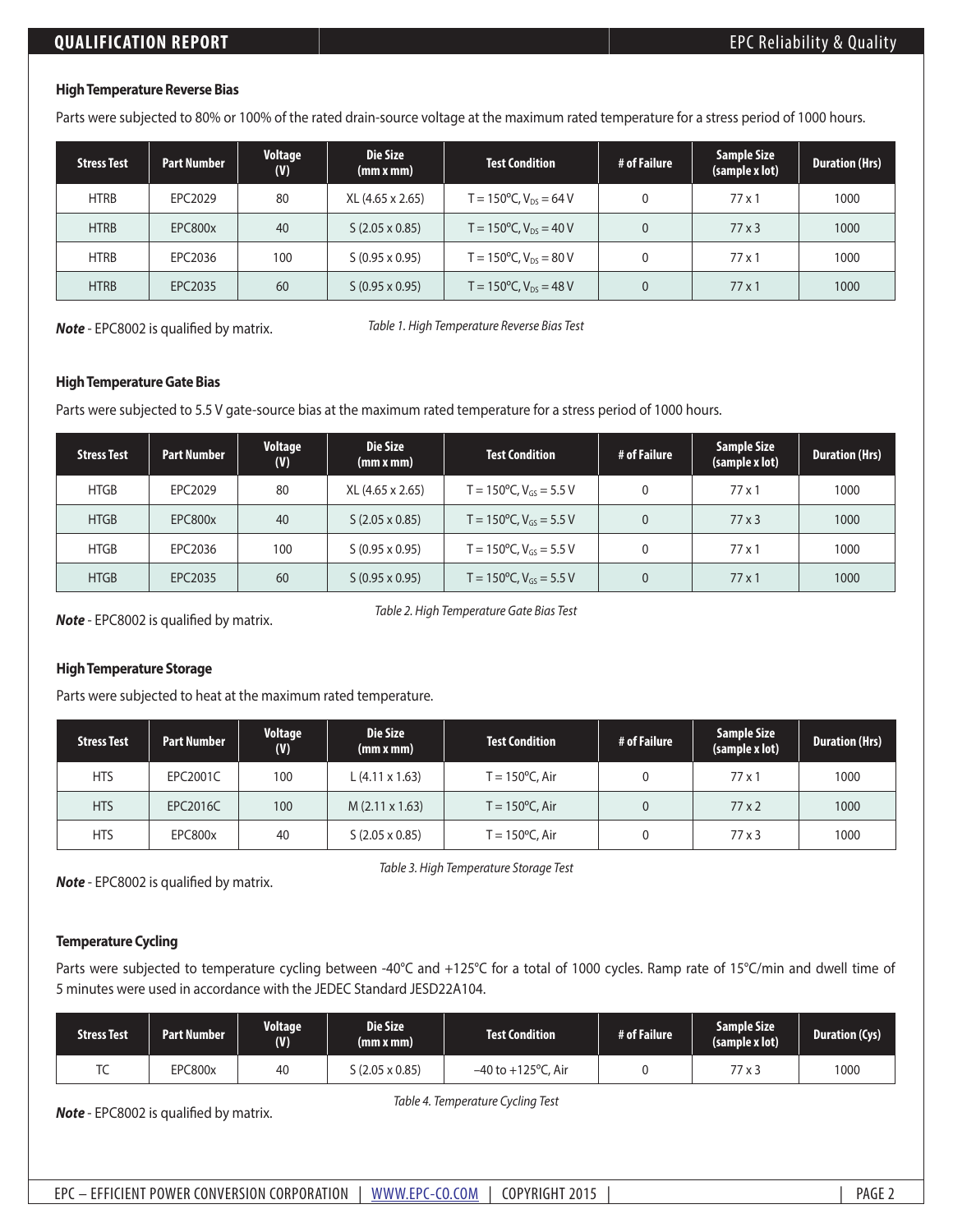### High Temperature Reverse Bias

Parts were subjected to 80% or 100% of the rated drain-source voltage at the maximum rated temperature for a stress period of 1000 hours.

| Stress Test | Part Number | Voltage (V) | Die Size (mm x mm) | Test Condition | # of Failure | Sample Size (sample x lot) | Duration (Hrs) |
|---|---|---|---|---|---|---|---|
| HTRB | EPC2029 | 80 | XL (4.65 x 2.65) | T = 150ºC, $V_{DS}$ = 64 V | 0 | 77 x 1 | 1000 |
| HTRB | EPC800x | 40 | S (2.05 x 0.85) | T = 150ºC, $V_{DS}$ = 40 V | 0 | 77 x 3 | 1000 |
| HTRB | EPC2036 | 100 | S (0.95 x 0.95) | T = 150ºC, $V_{DS}$ = 80 V | 0 | 77 x 1 | 1000 |
| HTRB | EPC2035 | 60 | S (0.95 x 0.95) | T = 150ºC, $V_{DS}$ = 48 V | 0 | 77 x 1 | 1000 |

***Note*** - EPC8002 is qualified by matrix.

*Table 1. High Temperature Reverse Bias Test*

### High Temperature Gate Bias

Parts were subjected to 5.5 V gate-source bias at the maximum rated temperature for a stress period of 1000 hours.

| Stress Test | Part Number | Voltage (V) | Die Size (mm x mm) | Test Condition | # of Failure | Sample Size (sample x lot) | Duration (Hrs) |
|---|---|---|---|---|---|---|---|
| HTGB | EPC2029 | 80 | XL (4.65 x 2.65) | T = 150ºC, $V_{GS}$ = 5.5 V | 0 | 77 x 1 | 1000 |
| HTGB | EPC800x | 40 | S (2.05 x 0.85) | T = 150ºC, $V_{GS}$ = 5.5 V | 0 | 77 x 3 | 1000 |
| HTGB | EPC2036 | 100 | S (0.95 x 0.95) | T = 150ºC, $V_{GS}$ = 5.5 V | 0 | 77 x 1 | 1000 |
| HTGB | EPC2035 | 60 | S (0.95 x 0.95) | T = 150ºC, $V_{GS}$ = 5.5 V | 0 | 77 x 1 | 1000 |

***Note*** - EPC8002 is qualified by matrix.

*Table 2. High Temperature Gate Bias Test*

### High Temperature Storage

Parts were subjected to heat at the maximum rated temperature.

| Stress Test | Part Number | Voltage (V) | Die Size (mm x mm) | Test Condition | # of Failure | Sample Size (sample x lot) | Duration (Hrs) |
|---|---|---|---|---|---|---|---|
| HTS | EPC2001C | 100 | L (4.11 x 1.63) | T = 150ºC, Air | 0 | 77 x 1 | 1000 |
| HTS | EPC2016C | 100 | M (2.11 x 1.63) | T = 150ºC, Air | 0 | 77 x 2 | 1000 |
| HTS | EPC800x | 40 | S (2.05 x 0.85) | T = 150ºC, Air | 0 | 77 x 3 | 1000 |

***Note*** - EPC8002 is qualified by matrix.

*Table 3. High Temperature Storage Test*

### Temperature Cycling

Parts were subjected to temperature cycling between -40°C and +125°C for a total of 1000 cycles. Ramp rate of 15°C/min and dwell time of 5 minutes were used in accordance with the JEDEC Standard JESD22A104.

| Stress Test | Part Number | Voltage (V) | Die Size (mm x mm) | Test Condition | # of Failure | Sample Size (sample x lot) | Duration (Cys) |
|---|---|---|---|---|---|---|---|
| TC | EPC800x | 40 | S (2.05 x 0.85) | –40 to +125ºC, Air | 0 | 77 x 3 | 1000 |

***Note*** - EPC8002 is qualified by matrix.

*Table 4. Temperature Cycling Test*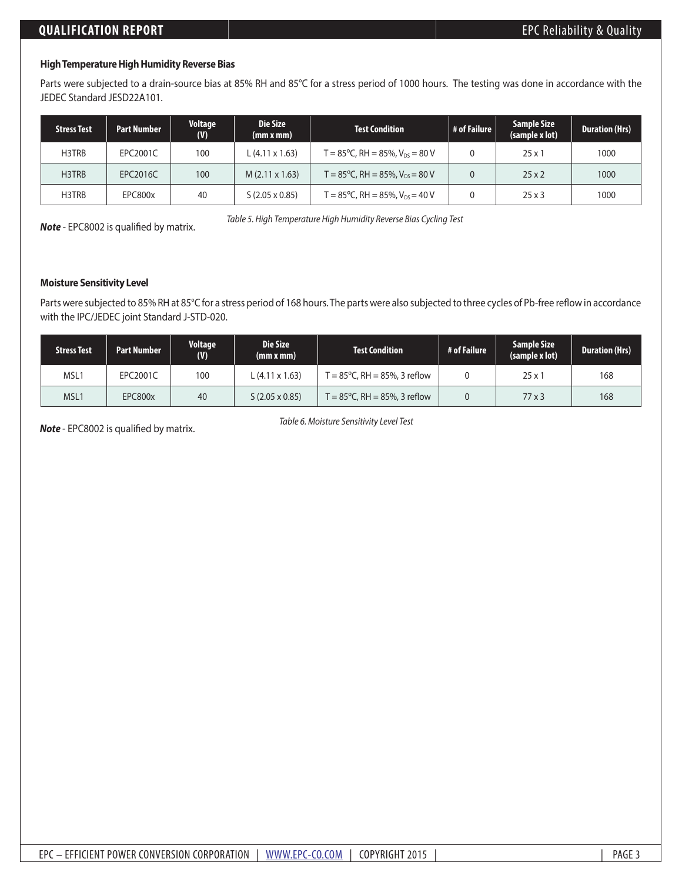### High Temperature High Humidity Reverse Bias

Parts were subjected to a drain-source bias at 85% RH and 85°C for a stress period of 1000 hours. The testing was done in accordance with the JEDEC Standard JESD22A101.

| Stress Test | Part Number | Voltage (V) | Die Size (mm x mm) | Test Condition | # of Failure | Sample Size (sample x lot) | Duration (Hrs) |
|---|---|---|---|---|---|---|---|
| H3TRB | EPC2001C | 100 | L (4.11 x 1.63) | T = 85°C, RH = 85%, $V_{DS}$ = 80 V | 0 | 25 x 1 | 1000 |
| H3TRB | EPC2016C | 100 | M (2.11 x 1.63) | T = 85°C, RH = 85%, $V_{DS}$ = 80 V | 0 | 25 x 2 | 1000 |
| H3TRB | EPC800x | 40 | S (2.05 x 0.85) | T = 85°C, RH = 85%, $V_{DS}$ = 40 V | 0 | 25 x 3 | 1000 |

*Table 5. High Temperature High Humidity Reverse Bias Cycling Test*

***Note*** - EPC8002 is qualified by matrix.

### Moisture Sensitivity Level

Parts were subjected to 85% RH at 85°C for a stress period of 168 hours. The parts were also subjected to three cycles of Pb-free reflow in accordance with the IPC/JEDEC joint Standard J-STD-020.

| Stress Test | Part Number | Voltage (V) | Die Size (mm x mm) | Test Condition | # of Failure | Sample Size (sample x lot) | Duration (Hrs) |
|---|---|---|---|---|---|---|---|
| MSL1 | EPC2001C | 100 | L (4.11 x 1.63) | T = 85°C, RH = 85%, 3 reflow | 0 | 25 x 1 | 168 |
| MSL1 | EPC800x | 40 | S (2.05 x 0.85) | T = 85°C, RH = 85%, 3 reflow | 0 | 77 x 3 | 168 |

*Table 6. Moisture Sensitivity Level Test*

***Note*** - EPC8002 is qualified by matrix.